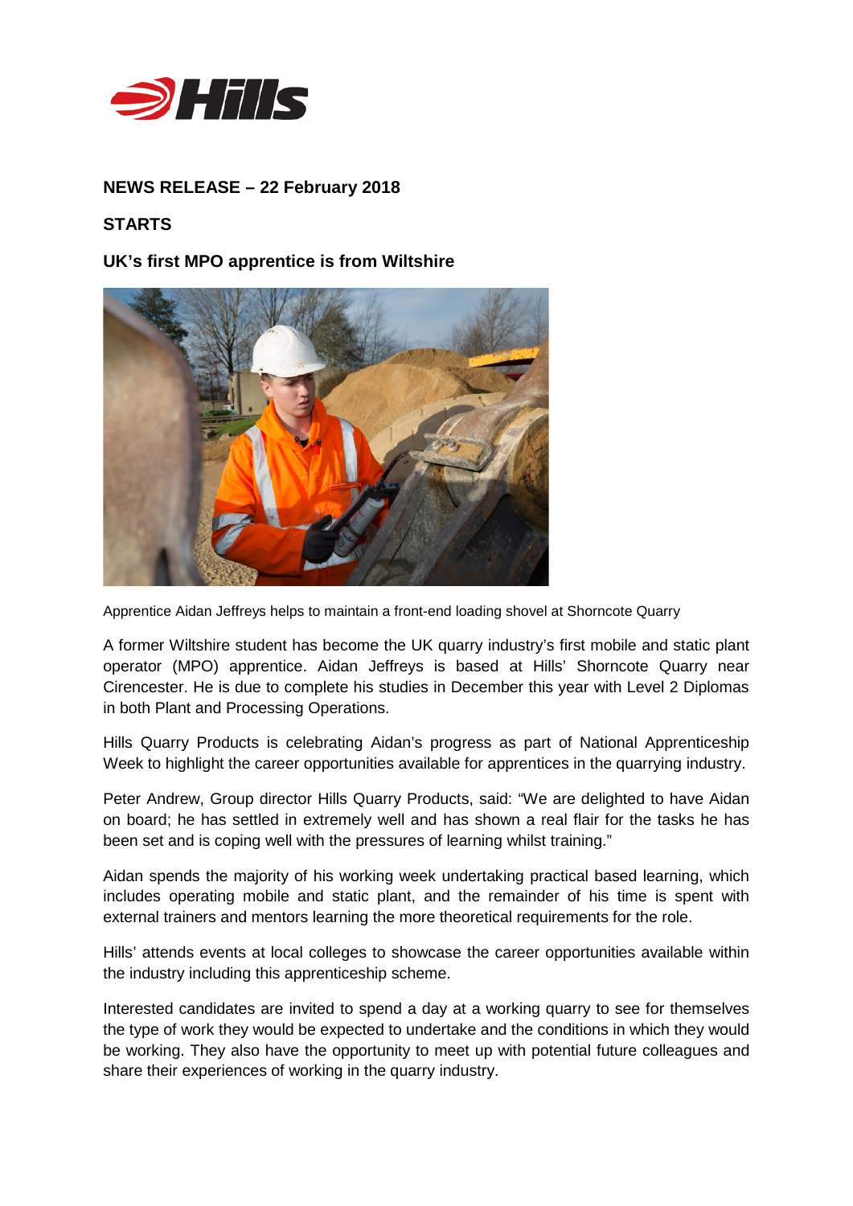**NEWS RELEASE – 22 February 2018**

**STARTS**

**UK's first MPO apprentice is from Wiltshire**

Apprentice Aidan Jeffreys helps to maintain a front-end loading shovel at Shorncote Quarry

A former Wiltshire student has become the UK quarry industry's first mobile and static plant operator (MPO) apprentice. Aidan Jeffreys is based at Hills' Shorncote Quarry near Cirencester. He is due to complete his studies in December this year with Level 2 Diplomas in both Plant and Processing Operations.

Hills Quarry Products is celebrating Aidan's progress as part of National Apprenticeship Week to highlight the career opportunities available for apprentices in the quarrying industry.

Peter Andrew, Group director Hills Quarry Products, said: "We are delighted to have Aidan on board; he has settled in extremely well and has shown a real flair for the tasks he has been set and is coping well with the pressures of learning whilst training."

Aidan spends the majority of his working week undertaking practical based learning, which includes operating mobile and static plant, and the remainder of his time is spent with external trainers and mentors learning the more theoretical requirements for the role.

Hills' attends events at local colleges to showcase the career opportunities available within the industry including this apprenticeship scheme.

Interested candidates are invited to spend a day at a working quarry to see for themselves the type of work they would be expected to undertake and the conditions in which they would be working. They also have the opportunity to meet up with potential future colleagues and share their experiences of working in the quarry industry.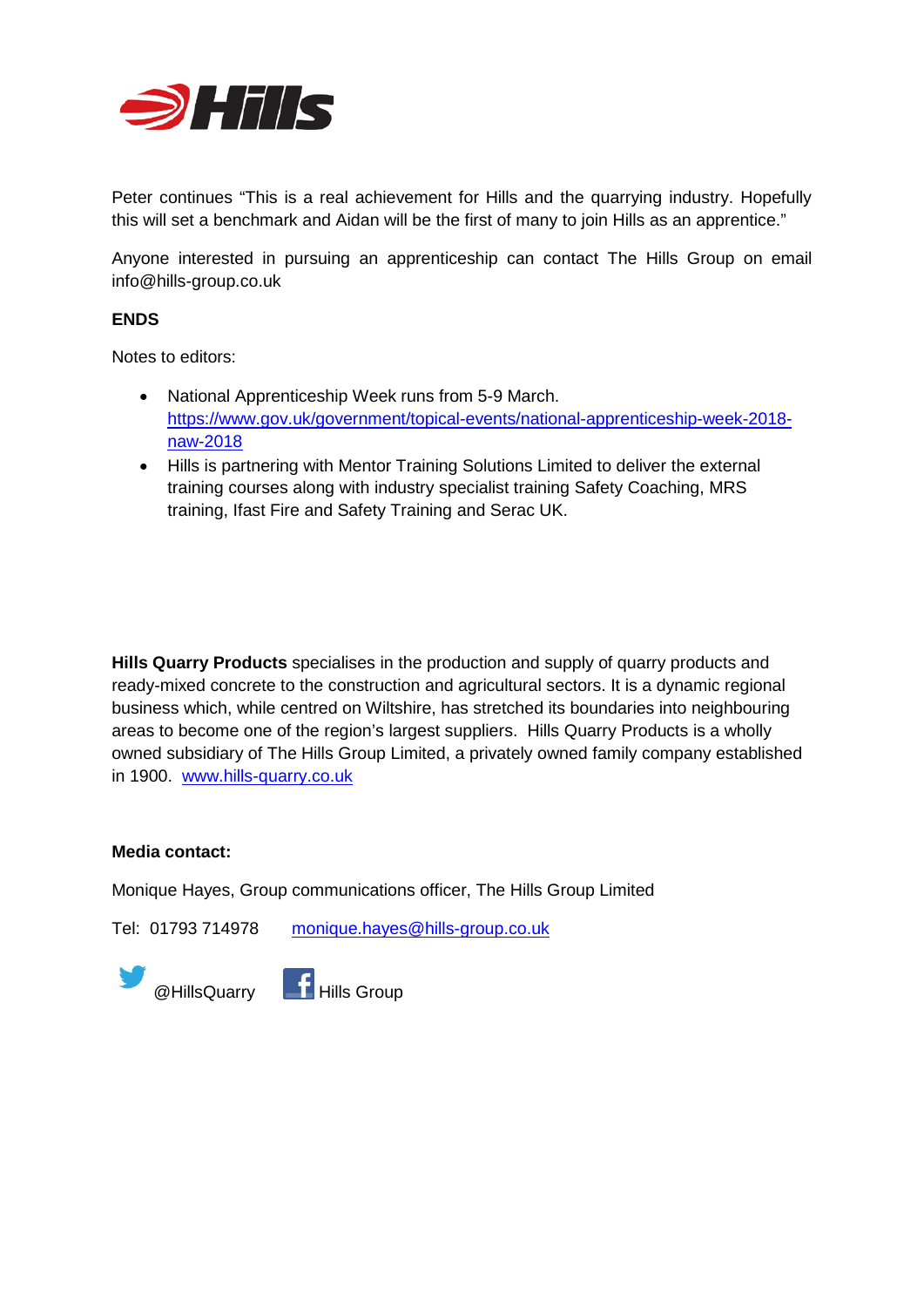Peter continues "This is a real achievement for Hills and the quarrying industry. Hopefully this will set a benchmark and Aidan will be the first of many to join Hills as an apprentice."

Anyone interested in pursuing an apprenticeship can contact The Hills Group on email info@hills-group.co.uk

**ENDS**

Notes to editors:

- National Apprenticeship Week runs from 5-9 March. https://www.gov.uk/government/topical-events/national-apprenticeship-week-2018-naw-2018
- Hills is partnering with Mentor Training Solutions Limited to deliver the external training courses along with industry specialist training Safety Coaching, MRS training, Ifast Fire and Safety Training and Serac UK.

**Hills Quarry Products** specialises in the production and supply of quarry products and ready-mixed concrete to the construction and agricultural sectors. It is a dynamic regional business which, while centred on Wiltshire, has stretched its boundaries into neighbouring areas to become one of the region's largest suppliers. Hills Quarry Products is a wholly owned subsidiary of The Hills Group Limited, a privately owned family company established in 1900. www.hills-quarry.co.uk

**Media contact:**

Monique Hayes, Group communications officer, The Hills Group Limited

Tel: 01793 714978 monique.hayes@hills-group.co.uk

@HillsQuarry Hills Group